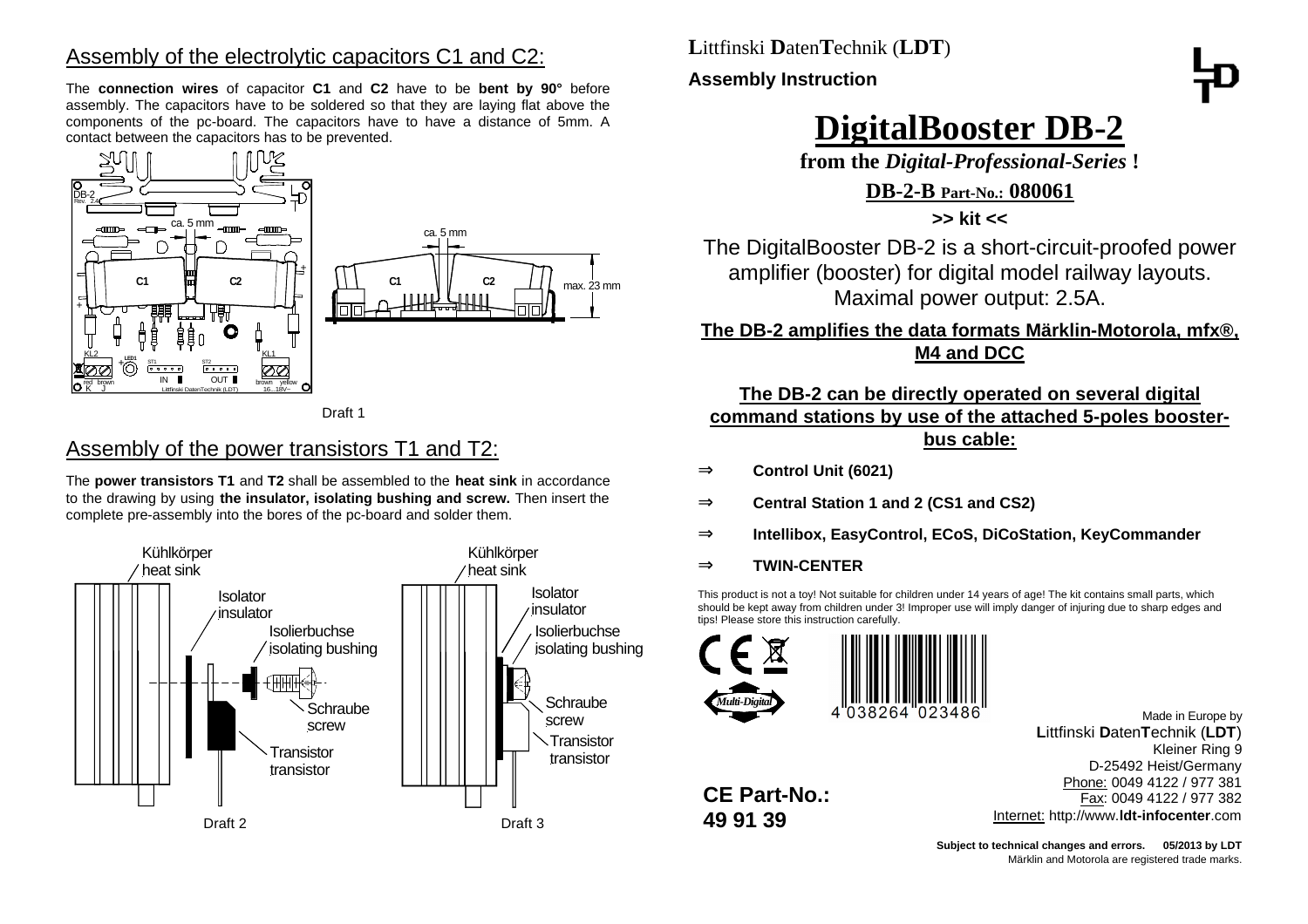## Assembly of the electrolytic capacitors C1 and C2:

The **connection wires** of capacitor **C1** and **C2** have to be **bent by 90°** before assembly. The capacitors have to be soldered so that they are laying flat above the components of the pc-board. The capacitors have to have a distance of 5mm. A contact between the capacitors has to be prevented.

Draft 1

## Assembly of the power transistors T1 and T2:

The **power transistors T1** and **T2** shall be assembled to the **heat sink** in accordance to the drawing by using **the insulator, isolating bushing and screw.** Then insert the complete pre-assembly into the bores of the pc-board and solder them.

Draft 2

Draft 3

**L**ittfinski **D**aten**T**echnik (**LDT**)

**Assembly Instruction**

# DigitalBooster DB-2

**from the *Digital-Professional-Series* !**

**DB-2-B Part-No.: 080061**

**>> kit <<**

The DigitalBooster DB-2 is a short-circuit-proofed power amplifier (booster) for digital model railway layouts. Maximal power output: 2.5A.

**The DB-2 amplifies the data formats Märklin-Motorola, mfx®, M4 and DCC**

**The DB-2 can be directly operated on several digital command stations by use of the attached 5-poles booster-bus cable:**

- ⇒ **Control Unit (6021)**
- ⇒ **Central Station 1 and 2 (CS1 and CS2)**
- ⇒ **Intellibox, EasyControl, ECoS, DiCoStation, KeyCommander**
- ⇒ **TWIN-CENTER**

This product is not a toy! Not suitable for children under 14 years of age! The kit contains small parts, which should be kept away from children under 3! Improper use will imply danger of injuring due to sharp edges and tips! Please store this instruction carefully.

4 038264 023486

**CE Part-No.: 49 91 39**

Made in Europe by
**L**ittfinski **D**aten**T**echnik (**LDT**)
Kleiner Ring 9
D-25492 Heist/Germany
Phone: 0049 4122 / 977 381
Fax: 0049 4122 / 977 382
Internet: http://www.**ldt-infocenter**.com

**Subject to technical changes and errors. 05/2013 by LDT**
Märklin and Motorola are registered trade marks.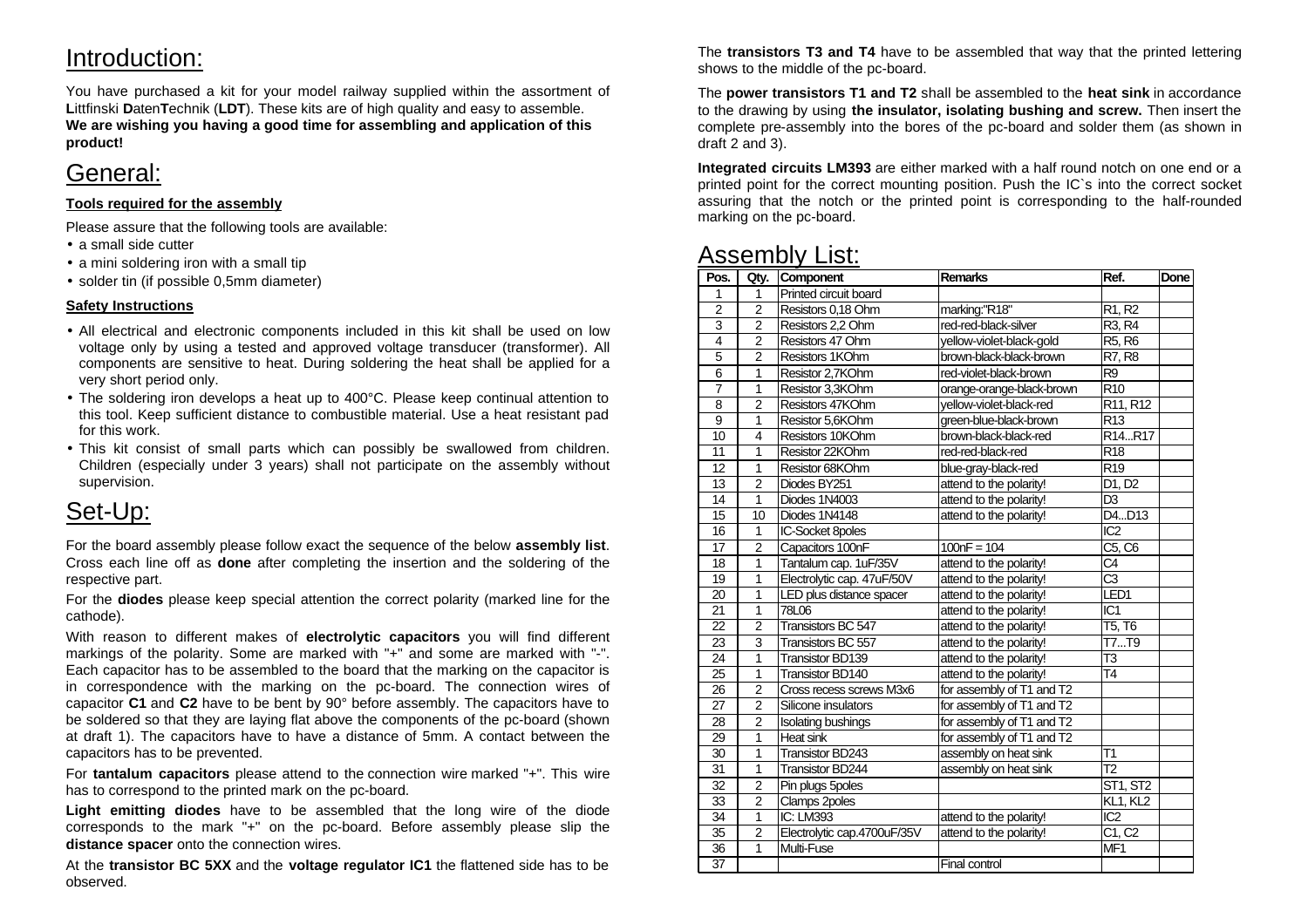# Introduction:

You have purchased a kit for your model railway supplied within the assortment of **L**ittfinski **D**aten**T**echnik (**LDT**). These kits are of high quality and easy to assemble.
**We are wishing you having a good time for assembling and application of this product!**

# General:

**Tools required for the assembly**

Please assure that the following tools are available:

- a small side cutter
- a mini soldering iron with a small tip
- solder tin (if possible 0,5mm diameter)

**Safety Instructions**

- All electrical and electronic components included in this kit shall be used on low voltage only by using a tested and approved voltage transducer (transformer). All components are sensitive to heat. During soldering the heat shall be applied for a very short period only.
- The soldering iron develops a heat up to 400°C. Please keep continual attention to this tool. Keep sufficient distance to combustible material. Use a heat resistant pad for this work.
- This kit consist of small parts which can possibly be swallowed from children. Children (especially under 3 years) shall not participate on the assembly without supervision.

# Set-Up:

For the board assembly please follow exact the sequence of the below **assembly list**. Cross each line off as **done** after completing the insertion and the soldering of the respective part.

For the **diodes** please keep special attention the correct polarity (marked line for the cathode).

With reason to different makes of **electrolytic capacitors** you will find different markings of the polarity. Some are marked with "+" and some are marked with "-". Each capacitor has to be assembled to the board that the marking on the capacitor is in correspondence with the marking on the pc-board. The connection wires of capacitor **C1** and **C2** have to be bent by 90° before assembly. The capacitors have to be soldered so that they are laying flat above the components of the pc-board (shown at draft 1). The capacitors have to have a distance of 5mm. A contact between the capacitors has to be prevented.

For **tantalum capacitors** please attend to the connection wire marked "+". This wire has to correspond to the printed mark on the pc-board.

**Light emitting diodes** have to be assembled that the long wire of the diode corresponds to the mark "+" on the pc-board. Before assembly please slip the **distance spacer** onto the connection wires.

At the **transistor BC 5XX** and the **voltage regulator IC1** the flattened side has to be observed.

The **transistors T3 and T4** have to be assembled that way that the printed lettering shows to the middle of the pc-board.

The **power transistors T1 and T2** shall be assembled to the **heat sink** in accordance to the drawing by using **the insulator, isolating bushing and screw.** Then insert the complete pre-assembly into the bores of the pc-board and solder them (as shown in draft 2 and 3).

**Integrated circuits LM393** are either marked with a half round notch on one end or a printed point for the correct mounting position. Push the IC`s into the correct socket assuring that the notch or the printed point is corresponding to the half-rounded marking on the pc-board.

# Assembly List:

| Pos. | Qty. | Component | Remarks | Ref. | Done |
|---|---|---|---|---|---|
| 1 | 1 | Printed circuit board | | | |
| 2 | 2 | Resistors 0,18 Ohm | marking:"R18" | R1, R2 | |
| 3 | 2 | Resistors 2,2 Ohm | red-red-black-silver | R3, R4 | |
| 4 | 2 | Resistors 47 Ohm | yellow-violet-black-gold | R5, R6 | |
| 5 | 2 | Resistors 1KOhm | brown-black-black-brown | R7, R8 | |
| 6 | 1 | Resistor 2,7KOhm | red-violet-black-brown | R9 | |
| 7 | 1 | Resistor 3,3KOhm | orange-orange-black-brown | R10 | |
| 8 | 2 | Resistors 47KOhm | yellow-violet-black-red | R11, R12 | |
| 9 | 1 | Resistor 5,6KOhm | green-blue-black-brown | R13 | |
| 10 | 4 | Resistors 10KOhm | brown-black-black-red | R14...R17 | |
| 11 | 1 | Resistor 22KOhm | red-red-black-red | R18 | |
| 12 | 1 | Resistor 68KOhm | blue-gray-black-red | R19 | |
| 13 | 2 | Diodes BY251 | attend to the polarity! | D1, D2 | |
| 14 | 1 | Diodes 1N4003 | attend to the polarity! | D3 | |
| 15 | 10 | Diodes 1N4148 | attend to the polarity! | D4...D13 | |
| 16 | 1 | IC-Socket 8poles | | IC2 | |
| 17 | 2 | Capacitors 100nF | 100nF = 104 | C5, C6 | |
| 18 | 1 | Tantalum cap. 1uF/35V | attend to the polarity! | C4 | |
| 19 | 1 | Electrolytic cap. 47uF/50V | attend to the polarity! | C3 | |
| 20 | 1 | LED plus distance spacer | attend to the polarity! | LED1 | |
| 21 | 1 | 78L06 | attend to the polarity! | IC1 | |
| 22 | 2 | Transistors BC 547 | attend to the polarity! | T5, T6 | |
| 23 | 3 | Transistors BC 557 | attend to the polarity! | T7...T9 | |
| 24 | 1 | Transistor BD139 | attend to the polarity! | T3 | |
| 25 | 1 | Transistor BD140 | attend to the polarity! | T4 | |
| 26 | 2 | Cross recess screws M3x6 | for assembly of T1 and T2 | | |
| 27 | 2 | Silicone insulators | for assembly of T1 and T2 | | |
| 28 | 2 | Isolating bushings | for assembly of T1 and T2 | | |
| 29 | 1 | Heat sink | for assembly of T1 and T2 | | |
| 30 | 1 | Transistor BD243 | assembly on heat sink | T1 | |
| 31 | 1 | Transistor BD244 | assembly on heat sink | T2 | |
| 32 | 2 | Pin plugs 5poles | | ST1, ST2 | |
| 33 | 2 | Clamps 2poles | | KL1, KL2 | |
| 34 | 1 | IC: LM393 | attend to the polarity! | IC2 | |
| 35 | 2 | Electrolytic cap.4700uF/35V | attend to the polarity! | C1, C2 | |
| 36 | 1 | Multi-Fuse | | MF1 | |
| 37 | | | Final control | | |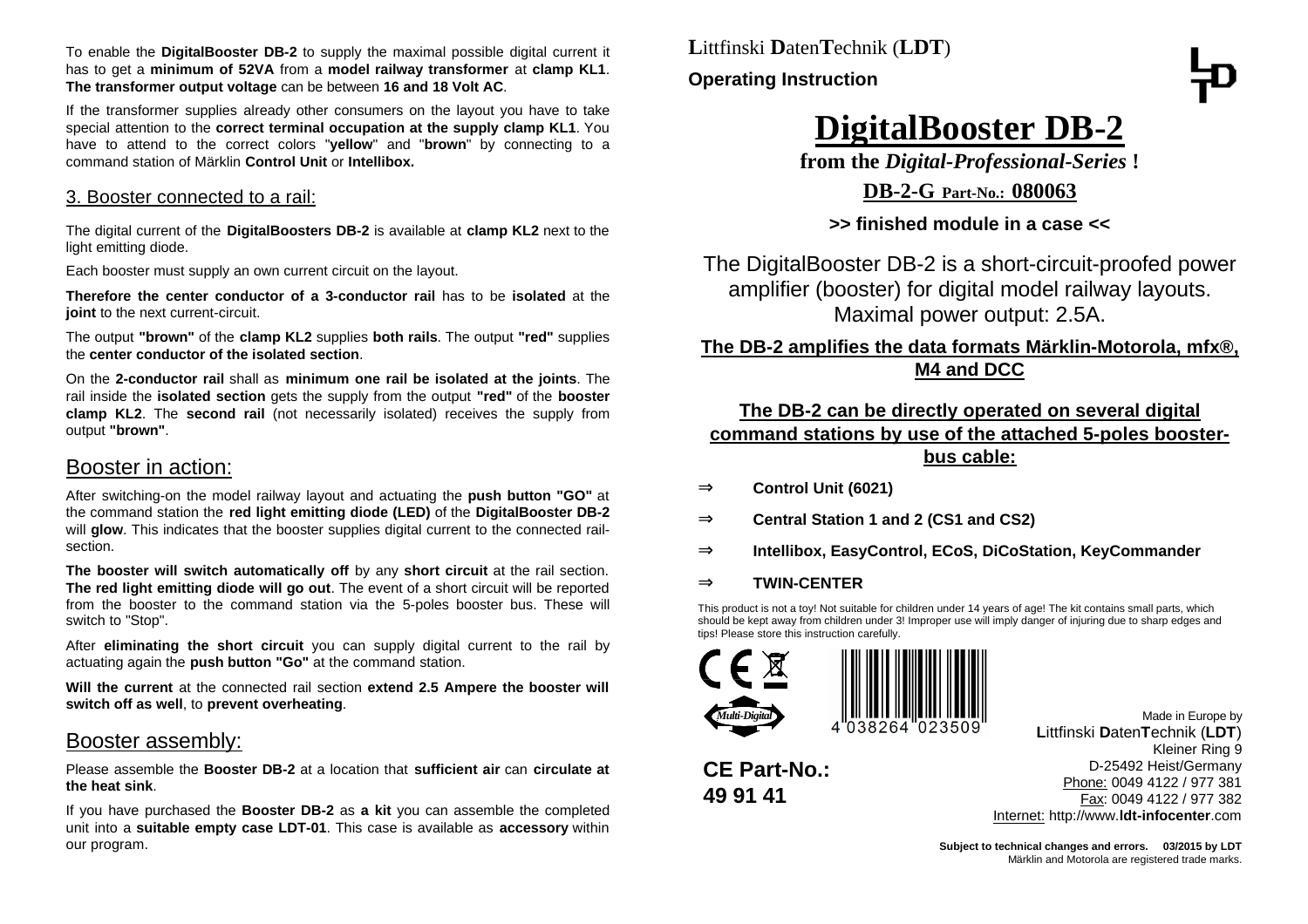To enable the **DigitalBooster DB-2** to supply the maximal possible digital current it has to get a **minimum of 52VA** from a **model railway transformer** at **clamp KL1**. **The transformer output voltage** can be between **16 and 18 Volt AC**.

If the transformer supplies already other consumers on the layout you have to take special attention to the **correct terminal occupation at the supply clamp KL1**. You have to attend to the correct colors "**yellow**" and "**brown**" by connecting to a command station of Märklin **Control Unit** or **Intellibox.**

## 3. Booster connected to a rail:

The digital current of the **DigitalBoosters DB-2** is available at **clamp KL2** next to the light emitting diode.

Each booster must supply an own current circuit on the layout.

**Therefore the center conductor of a 3-conductor rail** has to be **isolated** at the **joint** to the next current-circuit.

The output **"brown"** of the **clamp KL2** supplies **both rails**. The output **"red"** supplies the **center conductor of the isolated section**.

On the **2-conductor rail** shall as **minimum one rail be isolated at the joints**. The rail inside the **isolated section** gets the supply from the output **"red"** of the **booster clamp KL2**. The **second rail** (not necessarily isolated) receives the supply from output **"brown"**.

## Booster in action:

After switching-on the model railway layout and actuating the **push button "GO"** at the command station the **red light emitting diode (LED)** of the **DigitalBooster DB-2** will **glow**. This indicates that the booster supplies digital current to the connected rail-section.

**The booster will switch automatically off** by any **short circuit** at the rail section. **The red light emitting diode will go out**. The event of a short circuit will be reported from the booster to the command station via the 5-poles booster bus. These will switch to "Stop".

After **eliminating the short circuit** you can supply digital current to the rail by actuating again the **push button "Go"** at the command station.

**Will the current** at the connected rail section **extend 2.5 Ampere the booster will switch off as well**, to **prevent overheating**.

## Booster assembly:

Please assemble the **Booster DB-2** at a location that **sufficient air** can **circulate at the heat sink**.

If you have purchased the **Booster DB-2** as **a kit** you can assemble the completed unit into a **suitable empty case LDT-01**. This case is available as **accessory** within our program.

**L**ittfinski **D**aten**T**echnik (**LDT**)

**Operating Instruction**

# DigitalBooster DB-2

**from the *Digital-Professional-Series* !**

**DB-2-G Part-No.: 080063**

**>> finished module in a case <<**

The DigitalBooster DB-2 is a short-circuit-proofed power amplifier (booster) for digital model railway layouts. Maximal power output: 2.5A.

**The DB-2 amplifies the data formats Märklin-Motorola, mfx®, M4 and DCC**

**The DB-2 can be directly operated on several digital command stations by use of the attached 5-poles booster-bus cable:**

- ⇒ **Control Unit (6021)**
- ⇒ **Central Station 1 and 2 (CS1 and CS2)**
- ⇒ **Intellibox, EasyControl, ECoS, DiCoStation, KeyCommander**
- ⇒ **TWIN-CENTER**

This product is not a toy! Not suitable for children under 14 years of age! The kit contains small parts, which should be kept away from children under 3! Improper use will imply danger of injuring due to sharp edges and tips! Please store this instruction carefully.

Multi-Digital

4 038264 023509

**CE Part-No.: 49 91 41**

Made in Europe by
**L**ittfinski **D**aten**T**echnik (**LDT**)
Kleiner Ring 9
D-25492 Heist/Germany
Phone: 0049 4122 / 977 381
Fax: 0049 4122 / 977 382
Internet: http://www.**ldt-infocenter**.com

**Subject to technical changes and errors. 03/2015 by LDT**
Märklin and Motorola are registered trade marks.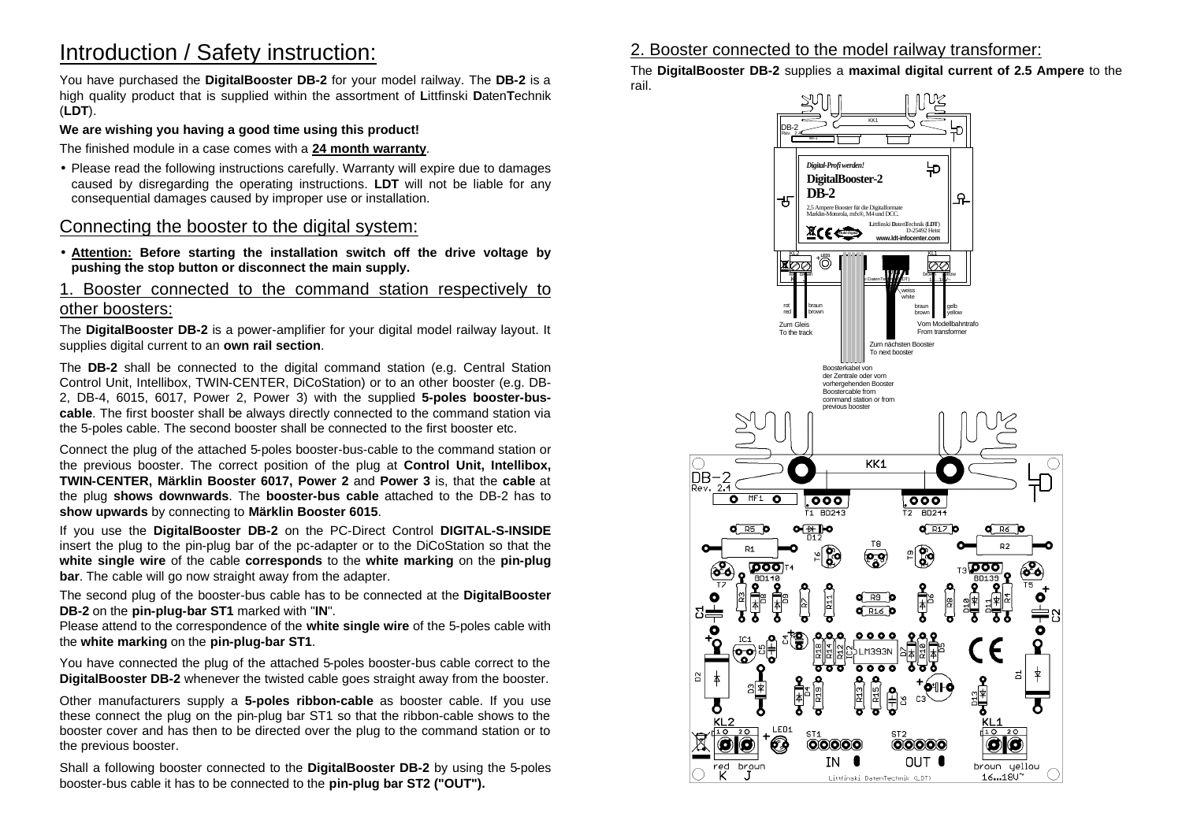# Introduction / Safety instruction:

You have purchased the **DigitalBooster DB-2** for your model railway. The **DB-2** is a high quality product that is supplied within the assortment of **L**ittfinski **D**aten**T**echnik (**LDT**).

**We are wishing you having a good time using this product!**

The finished module in a case comes with a **24 month warranty**.

- Please read the following instructions carefully. Warranty will expire due to damages caused by disregarding the operating instructions. **LDT** will not be liable for any consequential damages caused by improper use or installation.

# Connecting the booster to the digital system:

- **Attention: Before starting the installation switch off the drive voltage by pushing the stop button or disconnect the main supply.**

## 1. Booster connected to the command station respectively to other boosters:

The **DigitalBooster DB-2** is a power-amplifier for your digital model railway layout. It supplies digital current to an **own rail section**.

The **DB-2** shall be connected to the digital command station (e.g. Central Station Control Unit, Intellibox, TWIN-CENTER, DiCoStation) or to an other booster (e.g. DB-2, DB-4, 6015, 6017, Power 2, Power 3) with the supplied **5-poles booster-bus-cable**. The first booster shall be always directly connected to the command station via the 5-poles cable. The second booster shall be connected to the first booster etc.

Connect the plug of the attached 5-poles booster-bus-cable to the command station or the previous booster. The correct position of the plug at **Control Unit, Intellibox, TWIN-CENTER, Märklin Booster 6017, Power 2** and **Power 3** is, that the **cable** at the plug **shows downwards**. The **booster-bus cable** attached to the DB-2 has to **show upwards** by connecting to **Märklin Booster 6015**.

If you use the **DigitalBooster DB-2** on the PC-Direct Control **DIGITAL-S-INSIDE** insert the plug to the pin-plug bar of the pc-adapter or to the DiCoStation so that the **white single wire** of the cable **corresponds** to the **white marking** on the **pin-plug bar**. The cable will go now straight away from the adapter.

The second plug of the booster-bus cable has to be connected at the **DigitalBooster DB-2** on the **pin-plug-bar ST1** marked with "**IN**".
Please attend to the correspondence of the **white single wire** of the 5-poles cable with the **white marking** on the **pin-plug-bar ST1**.

You have connected the plug of the attached 5-poles booster-bus cable correct to the **DigitalBooster DB-2** whenever the twisted cable goes straight away from the booster.

Other manufacturers supply a **5-poles ribbon-cable** as booster cable. If you use these connect the plug on the pin-plug bar ST1 so that the ribbon-cable shows to the booster cover and has then to be directed over the plug to the command station or to the previous booster.

Shall a following booster connected to the **DigitalBooster DB-2** by using the 5-poles booster-bus cable it has to be connected to the **pin-plug bar ST2 ("OUT").**

## 2. Booster connected to the model railway transformer:

The **DigitalBooster DB-2** supplies a **maximal digital current of 2.5 Ampere** to the rail.

weiss
white

rot
red

braun
brown

braun
brown

gelb
yellow

Zum Gleis
To the track

Vom Modellbahntrafo
From transformer

Zum nächsten Booster
To next booster

Boosterkabel von der Zentrale oder vom vorhergehenden Booster
Boostercable from command station or from previous booster